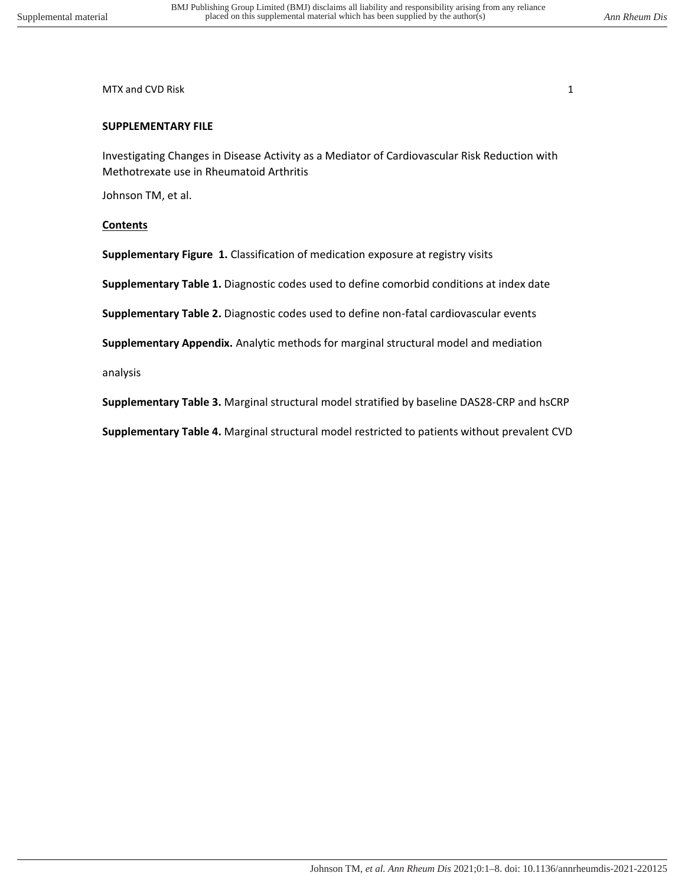**SUPPLEMENTARY FILE**

Investigating Changes in Disease Activity as a Mediator of Cardiovascular Risk Reduction with Methotrexate use in Rheumatoid Arthritis

Johnson TM, et al.

**Contents**

**Supplementary Figure 1.** Classification of medication exposure at registry visits

**Supplementary Table 1.** Diagnostic codes used to define comorbid conditions at index date

**Supplementary Table 2.** Diagnostic codes used to define non-fatal cardiovascular events

**Supplementary Appendix.** Analytic methods for marginal structural model and mediation analysis

**Supplementary Table 3.** Marginal structural model stratified by baseline DAS28-CRP and hsCRP

**Supplementary Table 4.** Marginal structural model restricted to patients without prevalent CVD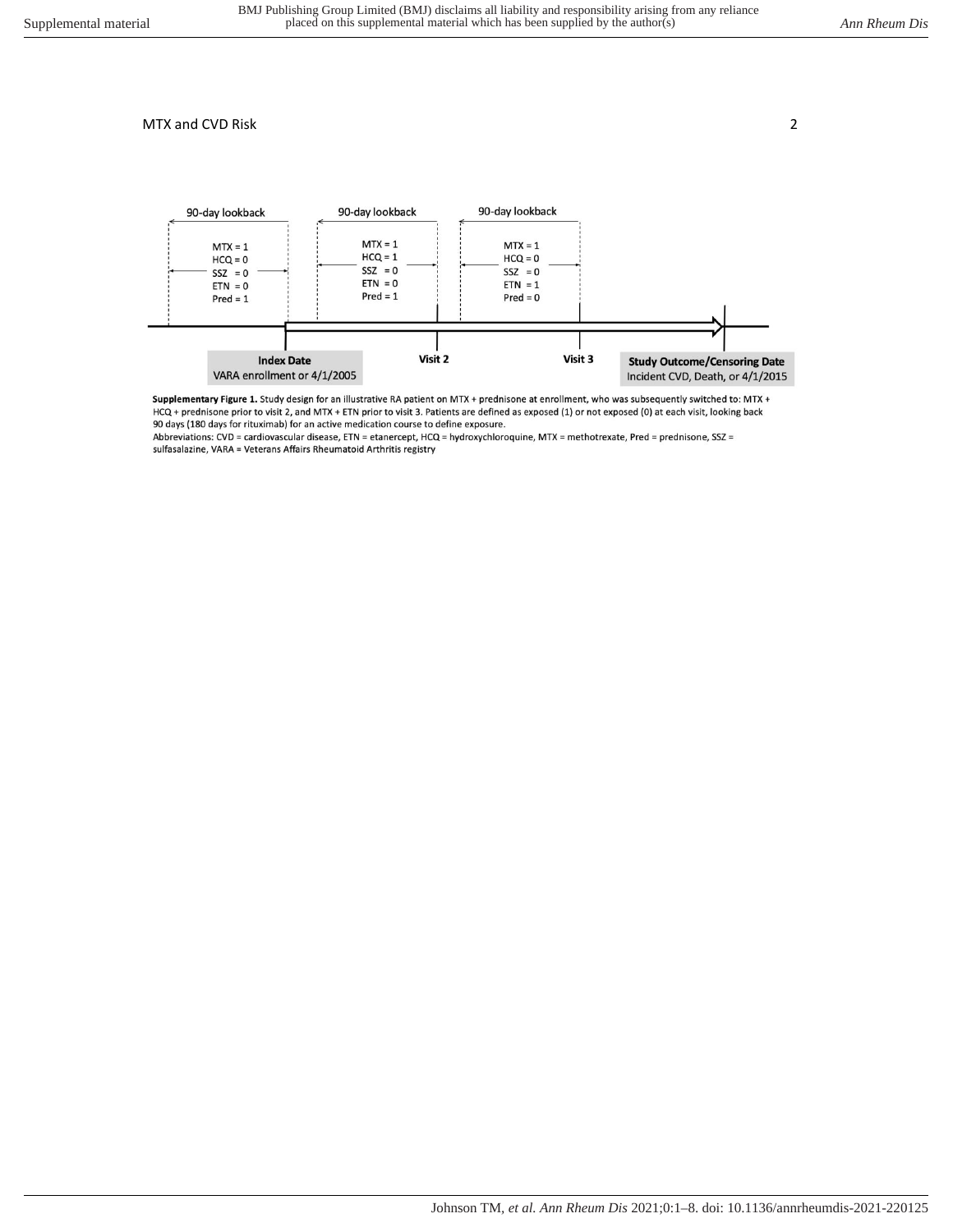90-day lookback

MTX = 1
HCQ = 0
SSZ = 0
ETN = 0
Pred = 1

90-day lookback

MTX = 1
HCQ = 1
SSZ = 0
ETN = 0
Pred = 1

90-day lookback

MTX = 1
HCQ = 0
SSZ = 0
ETN = 1
Pred = 0

**Index Date**
VARA enrollment or 4/1/2005

**Visit 2**

**Visit 3**

**Study Outcome/Censoring Date**
Incident CVD, Death, or 4/1/2015

**Supplementary Figure 1.** Study design for an illustrative RA patient on MTX + prednisone at enrollment, who was subsequently switched to: MTX + HCQ + prednisone prior to visit 2, and MTX + ETN prior to visit 3. Patients are defined as exposed (1) or not exposed (0) at each visit, looking back 90 days (180 days for rituximab) for an active medication course to define exposure.

Abbreviations: CVD = cardiovascular disease, ETN = etanercept, HCQ = hydroxychloroquine, MTX = methotrexate, Pred = prednisone, SSZ = sulfasalazine, VARA = Veterans Affairs Rheumatoid Arthritis registry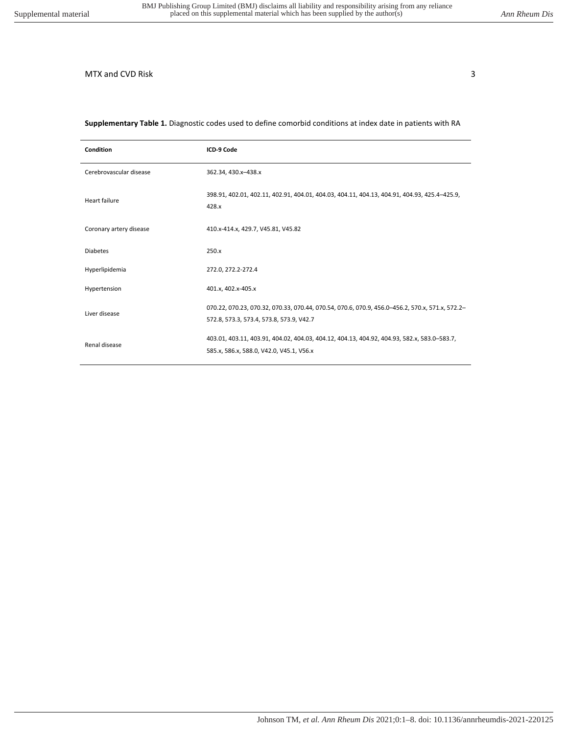**Supplementary Table 1.** Diagnostic codes used to define comorbid conditions at index date in patients with RA

| Condition | ICD-9 Code |
|---|---|
| Cerebrovascular disease | 362.34, 430.x–438.x |
| Heart failure | 398.91, 402.01, 402.11, 402.91, 404.01, 404.03, 404.11, 404.13, 404.91, 404.93, 425.4–425.9, 428.x |
| Coronary artery disease | 410.x-414.x, 429.7, V45.81, V45.82 |
| Diabetes | 250.x |
| Hyperlipidemia | 272.0, 272.2-272.4 |
| Hypertension | 401.x, 402.x-405.x |
| Liver disease | 070.22, 070.23, 070.32, 070.33, 070.44, 070.54, 070.6, 070.9, 456.0–456.2, 570.x, 571.x, 572.2–572.8, 573.3, 573.4, 573.8, 573.9, V42.7 |
| Renal disease | 403.01, 403.11, 403.91, 404.02, 404.03, 404.12, 404.13, 404.92, 404.93, 582.x, 583.0–583.7, 585.x, 586.x, 588.0, V42.0, V45.1, V56.x |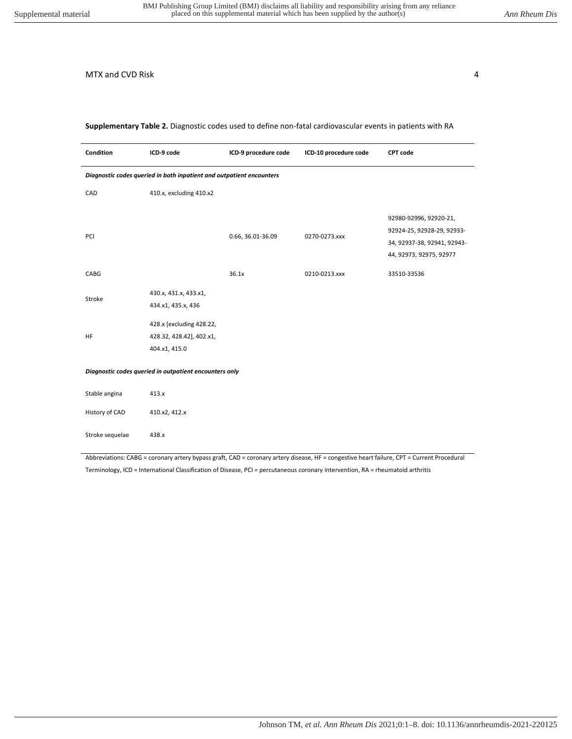**Supplementary Table 2.** Diagnostic codes used to define non-fatal cardiovascular events in patients with RA

| Condition | ICD-9 code | ICD-9 procedure code | ICD-10 procedure code | CPT code |
|---|---|---|---|---|
| ***Diagnostic codes queried in both inpatient and outpatient encounters*** | | | | |
| CAD | 410.x, excluding 410.x2 | | | |
| PCI | | 0.66, 36.01-36.09 | 0270-0273.xxx | 92980-92996, 92920-21, 92924-25, 92928-29, 92933-34, 92937-38, 92941, 92943-44, 92973, 92975, 92977 |
| CABG | | 36.1x | 0210-0213.xxx | 33510-33536 |
| Stroke | 430.x, 431.x, 433.x1, 434.x1, 435.x, 436 | | | |
| HF | 428.x [excluding 428.22, 428.32, 428.42], 402.x1, 404.x1, 415.0 | | | |
| ***Diagnostic codes queried in outpatient encounters only*** | | | | |
| Stable angina | 413.x | | | |
| History of CAD | 410.x2, 412.x | | | |
| Stroke sequelae | 438.x | | | |

Abbreviations: CABG = coronary artery bypass graft, CAD = coronary artery disease, HF = congestive heart failure, CPT = Current Procedural Terminology, ICD = International Classification of Disease, PCI = percutaneous coronary intervention, RA = rheumatoid arthritis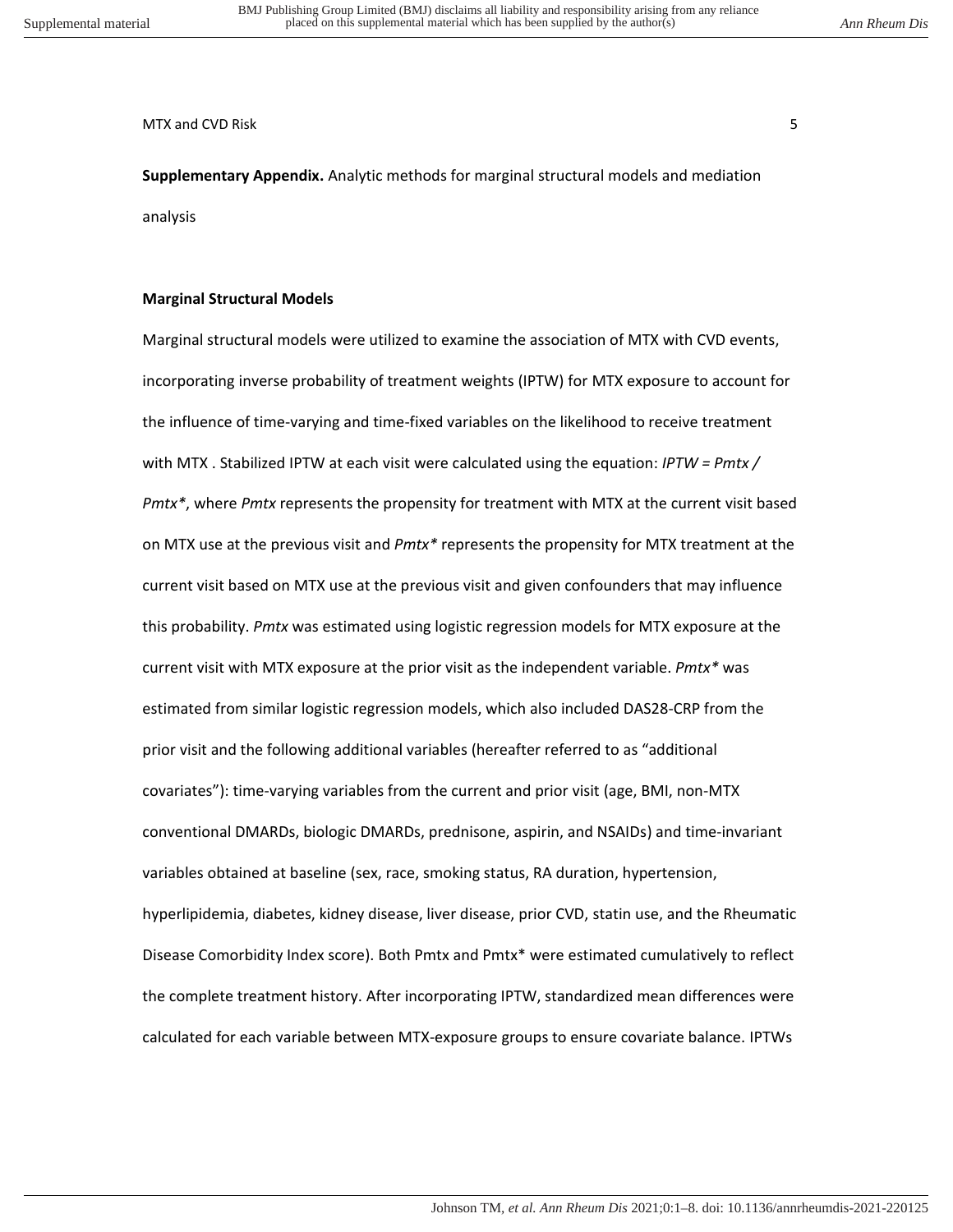**Supplementary Appendix.** Analytic methods for marginal structural models and mediation analysis

**Marginal Structural Models**

Marginal structural models were utilized to examine the association of MTX with CVD events, incorporating inverse probability of treatment weights (IPTW) for MTX exposure to account for the influence of time-varying and time-fixed variables on the likelihood to receive treatment with MTX . Stabilized IPTW at each visit were calculated using the equation: *IPTW = Pmtx / Pmtx\**, where *Pmtx* represents the propensity for treatment with MTX at the current visit based on MTX use at the previous visit and *Pmtx\** represents the propensity for MTX treatment at the current visit based on MTX use at the previous visit and given confounders that may influence this probability. *Pmtx* was estimated using logistic regression models for MTX exposure at the current visit with MTX exposure at the prior visit as the independent variable. *Pmtx\** was estimated from similar logistic regression models, which also included DAS28-CRP from the prior visit and the following additional variables (hereafter referred to as "additional covariates"): time-varying variables from the current and prior visit (age, BMI, non-MTX conventional DMARDs, biologic DMARDs, prednisone, aspirin, and NSAIDs) and time-invariant variables obtained at baseline (sex, race, smoking status, RA duration, hypertension, hyperlipidemia, diabetes, kidney disease, liver disease, prior CVD, statin use, and the Rheumatic Disease Comorbidity Index score). Both Pmtx and Pmtx* were estimated cumulatively to reflect the complete treatment history. After incorporating IPTW, standardized mean differences were calculated for each variable between MTX-exposure groups to ensure covariate balance. IPTWs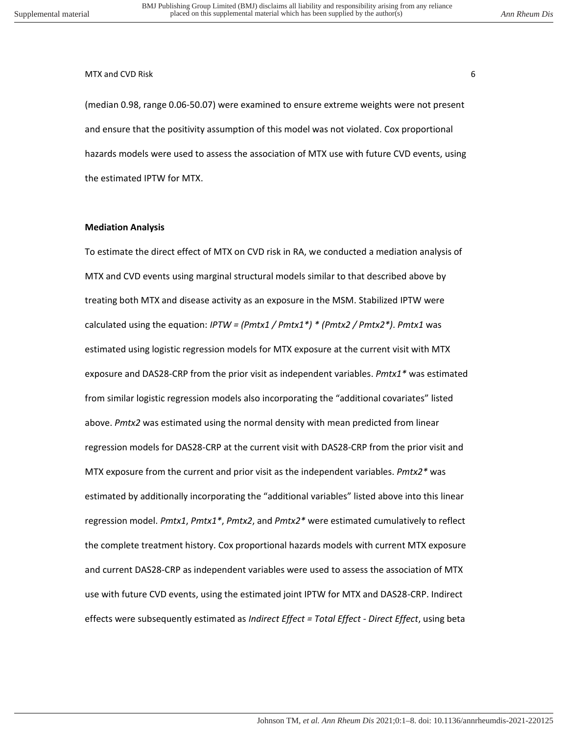(median 0.98, range 0.06-50.07) were examined to ensure extreme weights were not present and ensure that the positivity assumption of this model was not violated. Cox proportional hazards models were used to assess the association of MTX use with future CVD events, using the estimated IPTW for MTX.

**Mediation Analysis**

To estimate the direct effect of MTX on CVD risk in RA, we conducted a mediation analysis of MTX and CVD events using marginal structural models similar to that described above by treating both MTX and disease activity as an exposure in the MSM. Stabilized IPTW were calculated using the equation: *IPTW = (Pmtx1 / Pmtx1*) * (Pmtx2 / Pmtx2*)*. *Pmtx1* was estimated using logistic regression models for MTX exposure at the current visit with MTX exposure and DAS28-CRP from the prior visit as independent variables. *Pmtx1** was estimated from similar logistic regression models also incorporating the "additional covariates" listed above. *Pmtx2* was estimated using the normal density with mean predicted from linear regression models for DAS28-CRP at the current visit with DAS28-CRP from the prior visit and MTX exposure from the current and prior visit as the independent variables. *Pmtx2** was estimated by additionally incorporating the "additional variables" listed above into this linear regression model. *Pmtx1*, *Pmtx1**, *Pmtx2*, and *Pmtx2** were estimated cumulatively to reflect the complete treatment history. Cox proportional hazards models with current MTX exposure and current DAS28-CRP as independent variables were used to assess the association of MTX use with future CVD events, using the estimated joint IPTW for MTX and DAS28-CRP. Indirect effects were subsequently estimated as *Indirect Effect = Total Effect - Direct Effect*, using beta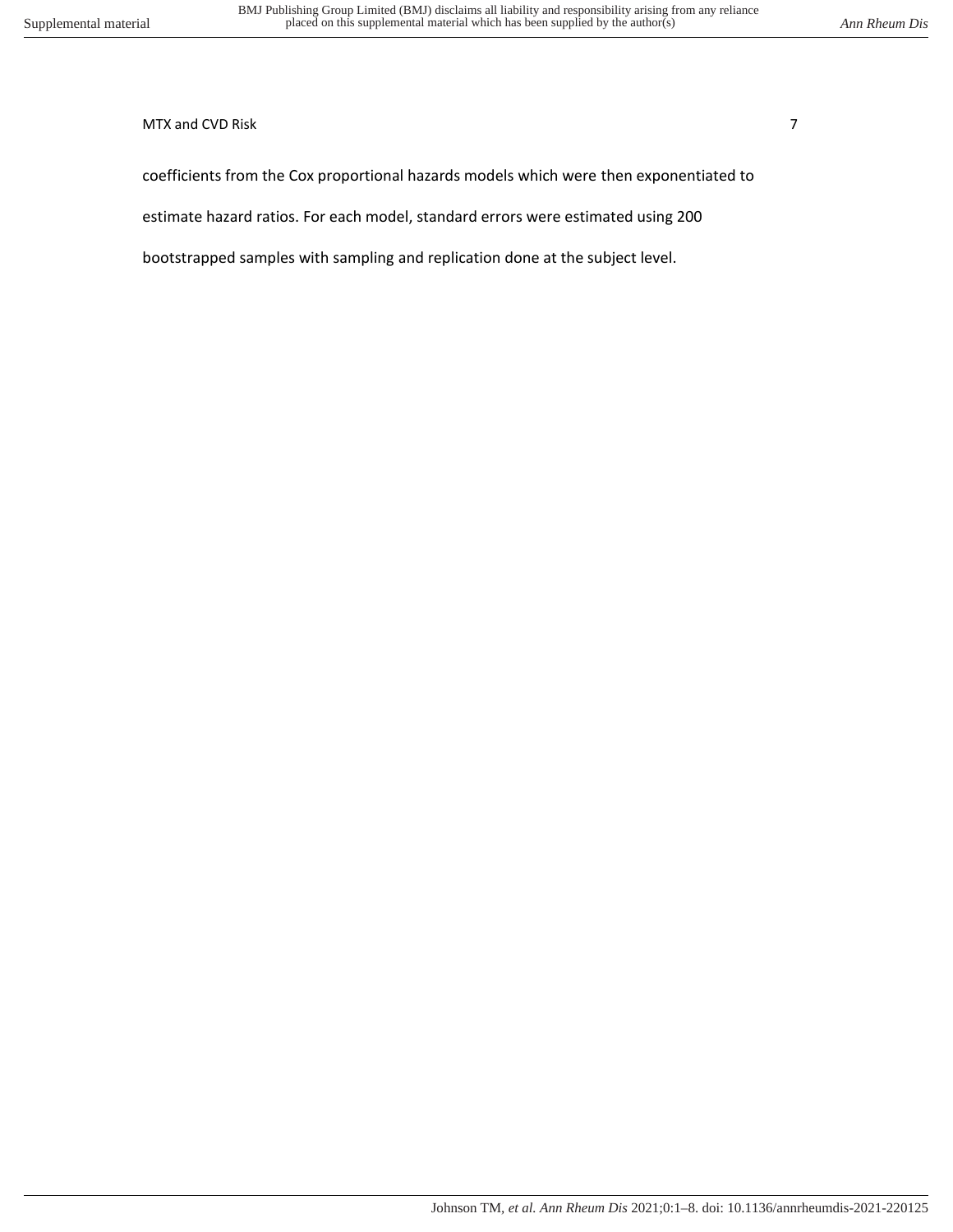coefficients from the Cox proportional hazards models which were then exponentiated to estimate hazard ratios. For each model, standard errors were estimated using 200 bootstrapped samples with sampling and replication done at the subject level.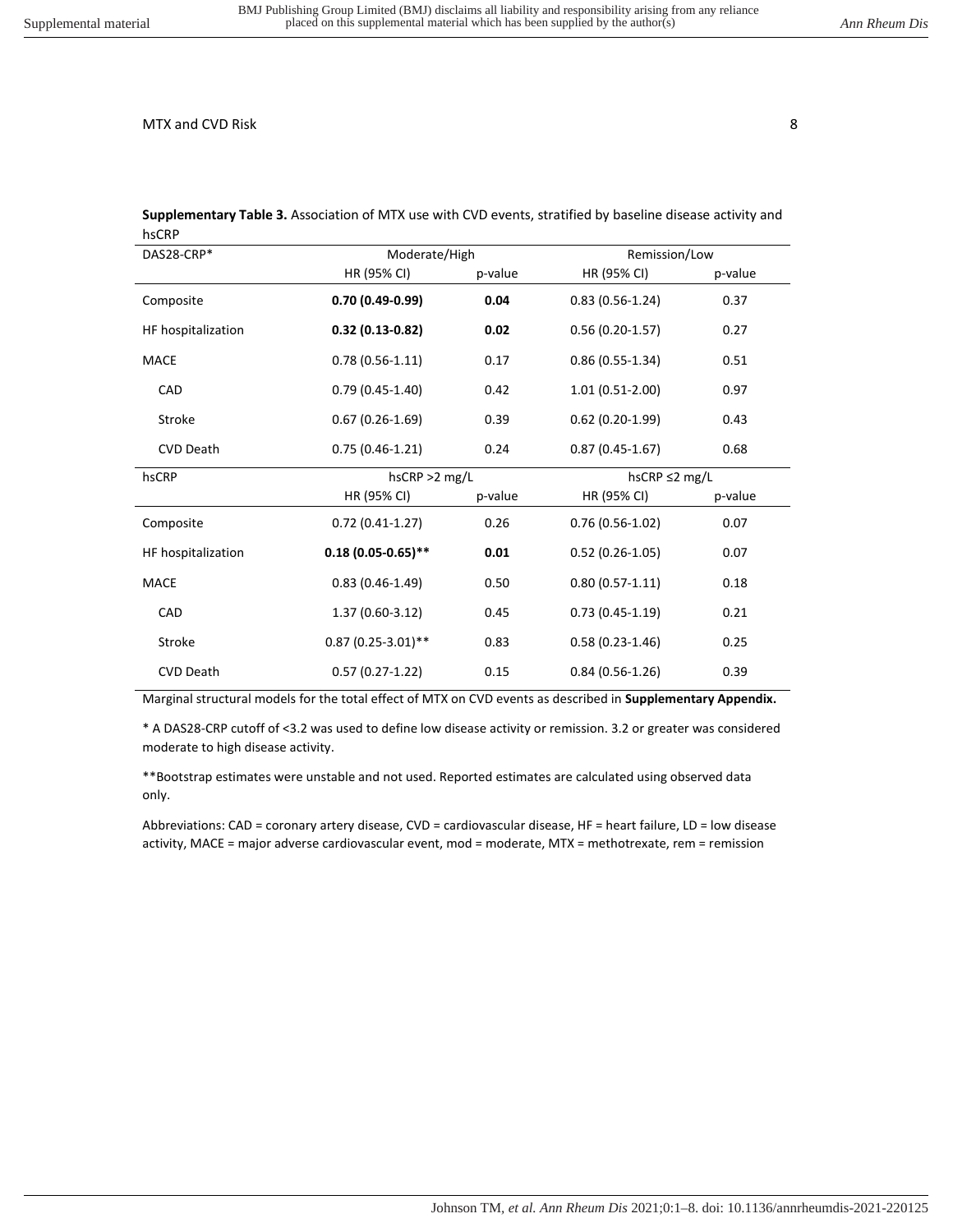**Supplementary Table 3.** Association of MTX use with CVD events, stratified by baseline disease activity and hsCRP

| DAS28-CRP* | Moderate/High | | Remission/Low | |
|---|---|---|---|---|
| | HR (95% CI) | p-value | HR (95% CI) | p-value |
| Composite | **0.70 (0.49-0.99)** | **0.04** | 0.83 (0.56-1.24) | 0.37 |
| HF hospitalization | **0.32 (0.13-0.82)** | **0.02** | 0.56 (0.20-1.57) | 0.27 |
| MACE | 0.78 (0.56-1.11) | 0.17 | 0.86 (0.55-1.34) | 0.51 |
| CAD | 0.79 (0.45-1.40) | 0.42 | 1.01 (0.51-2.00) | 0.97 |
| Stroke | 0.67 (0.26-1.69) | 0.39 | 0.62 (0.20-1.99) | 0.43 |
| CVD Death | 0.75 (0.46-1.21) | 0.24 | 0.87 (0.45-1.67) | 0.68 |
| **hsCRP** | **hsCRP >2 mg/L** | | **hsCRP ≤2 mg/L** | |
| | HR (95% CI) | p-value | HR (95% CI) | p-value |
| Composite | 0.72 (0.41-1.27) | 0.26 | 0.76 (0.56-1.02) | 0.07 |
| HF hospitalization | **0.18 (0.05-0.65)**** | **0.01** | 0.52 (0.26-1.05) | 0.07 |
| MACE | 0.83 (0.46-1.49) | 0.50 | 0.80 (0.57-1.11) | 0.18 |
| CAD | 1.37 (0.60-3.12) | 0.45 | 0.73 (0.45-1.19) | 0.21 |
| Stroke | 0.87 (0.25-3.01)** | 0.83 | 0.58 (0.23-1.46) | 0.25 |
| CVD Death | 0.57 (0.27-1.22) | 0.15 | 0.84 (0.56-1.26) | 0.39 |

Marginal structural models for the total effect of MTX on CVD events as described in **Supplementary Appendix.**

* A DAS28-CRP cutoff of <3.2 was used to define low disease activity or remission. 3.2 or greater was considered moderate to high disease activity.

**Bootstrap estimates were unstable and not used. Reported estimates are calculated using observed data only.

Abbreviations: CAD = coronary artery disease, CVD = cardiovascular disease, HF = heart failure, LD = low disease activity, MACE = major adverse cardiovascular event, mod = moderate, MTX = methotrexate, rem = remission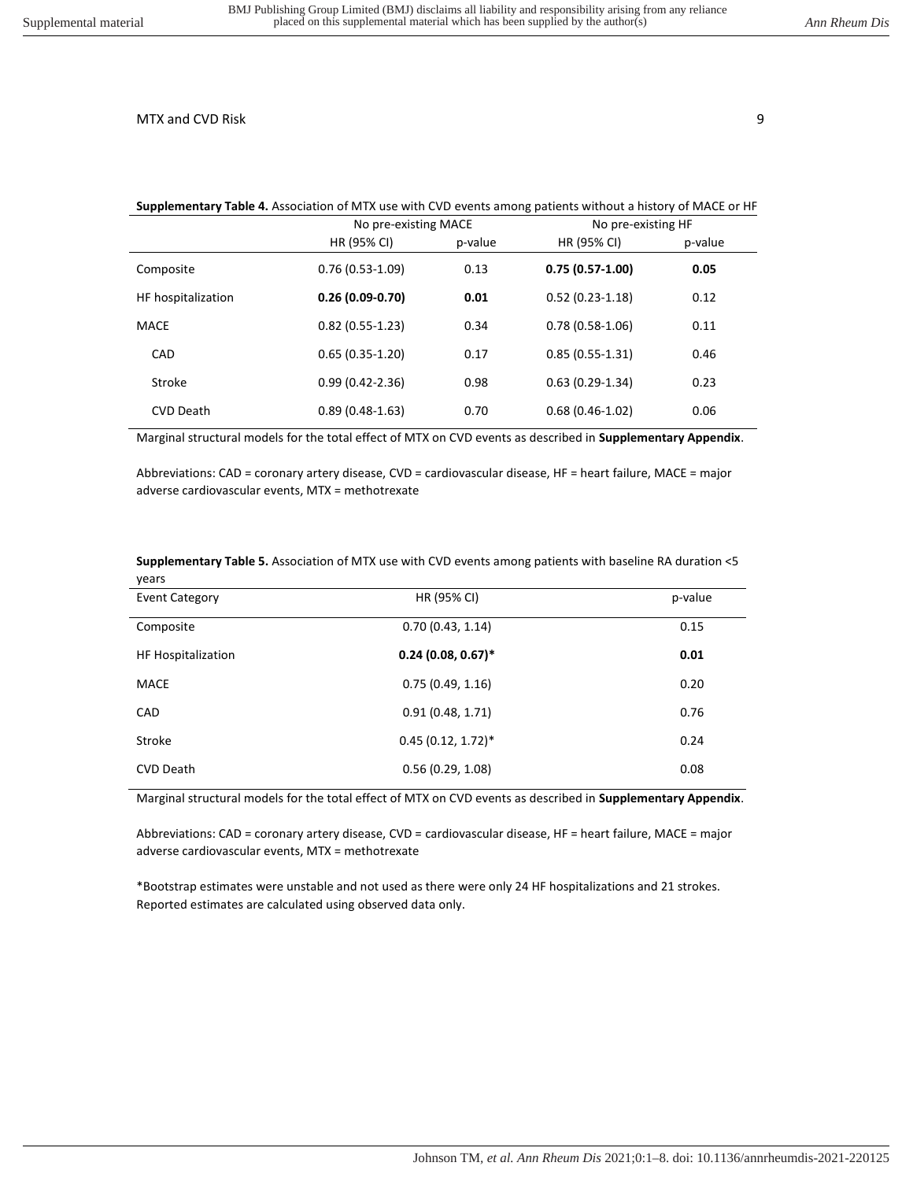**Supplementary Table 4.** Association of MTX use with CVD events among patients without a history of MACE or HF

| | No pre-existing MACE | | No pre-existing HF | |
|---|---|---|---|---|
| | HR (95% CI) | p-value | HR (95% CI) | p-value |
| Composite | 0.76 (0.53-1.09) | 0.13 | **0.75 (0.57-1.00)** | **0.05** |
| HF hospitalization | **0.26 (0.09-0.70)** | **0.01** | 0.52 (0.23-1.18) | 0.12 |
| MACE | 0.82 (0.55-1.23) | 0.34 | 0.78 (0.58-1.06) | 0.11 |
| CAD | 0.65 (0.35-1.20) | 0.17 | 0.85 (0.55-1.31) | 0.46 |
| Stroke | 0.99 (0.42-2.36) | 0.98 | 0.63 (0.29-1.34) | 0.23 |
| CVD Death | 0.89 (0.48-1.63) | 0.70 | 0.68 (0.46-1.02) | 0.06 |

Marginal structural models for the total effect of MTX on CVD events as described in **Supplementary Appendix**.

Abbreviations: CAD = coronary artery disease, CVD = cardiovascular disease, HF = heart failure, MACE = major adverse cardiovascular events, MTX = methotrexate

**Supplementary Table 5.** Association of MTX use with CVD events among patients with baseline RA duration <5 years

| Event Category | HR (95% CI) | p-value |
|---|---|---|
| Composite | 0.70 (0.43, 1.14) | 0.15 |
| HF Hospitalization | **0.24 (0.08, 0.67)*** | **0.01** |
| MACE | 0.75 (0.49, 1.16) | 0.20 |
| CAD | 0.91 (0.48, 1.71) | 0.76 |
| Stroke | 0.45 (0.12, 1.72)* | 0.24 |
| CVD Death | 0.56 (0.29, 1.08) | 0.08 |

Marginal structural models for the total effect of MTX on CVD events as described in **Supplementary Appendix**.

Abbreviations: CAD = coronary artery disease, CVD = cardiovascular disease, HF = heart failure, MACE = major adverse cardiovascular events, MTX = methotrexate

*Bootstrap estimates were unstable and not used as there were only 24 HF hospitalizations and 21 strokes. Reported estimates are calculated using observed data only.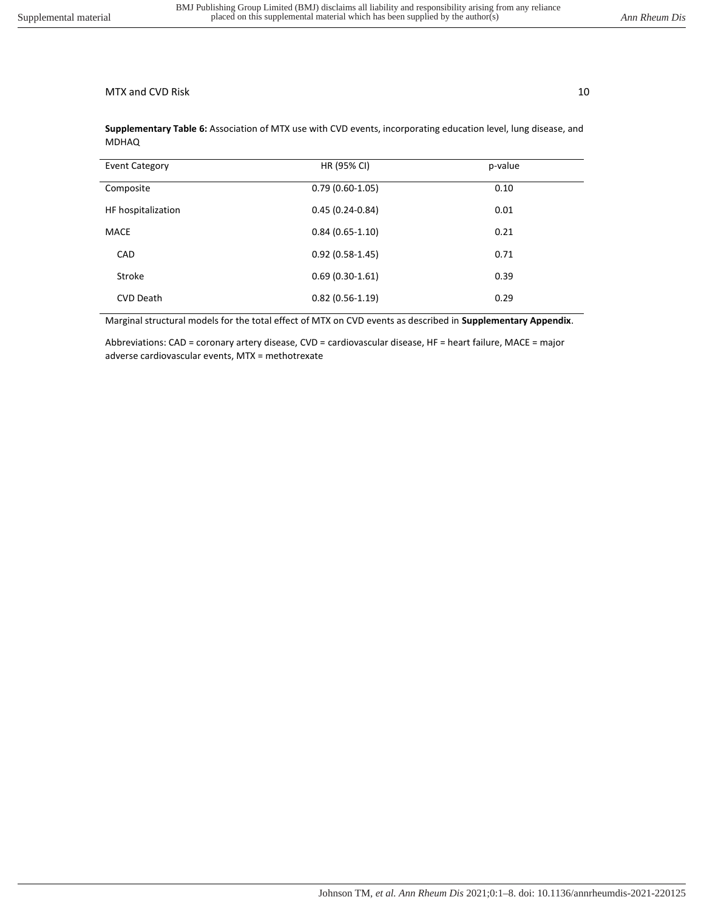**Supplementary Table 6:** Association of MTX use with CVD events, incorporating education level, lung disease, and MDHAQ

| Event Category | HR (95% CI) | p-value |
|---|---|---|
| Composite | 0.79 (0.60-1.05) | 0.10 |
| HF hospitalization | 0.45 (0.24-0.84) | 0.01 |
| MACE | 0.84 (0.65-1.10) | 0.21 |
| CAD | 0.92 (0.58-1.45) | 0.71 |
| Stroke | 0.69 (0.30-1.61) | 0.39 |
| CVD Death | 0.82 (0.56-1.19) | 0.29 |

Marginal structural models for the total effect of MTX on CVD events as described in **Supplementary Appendix**.

Abbreviations: CAD = coronary artery disease, CVD = cardiovascular disease, HF = heart failure, MACE = major adverse cardiovascular events, MTX = methotrexate